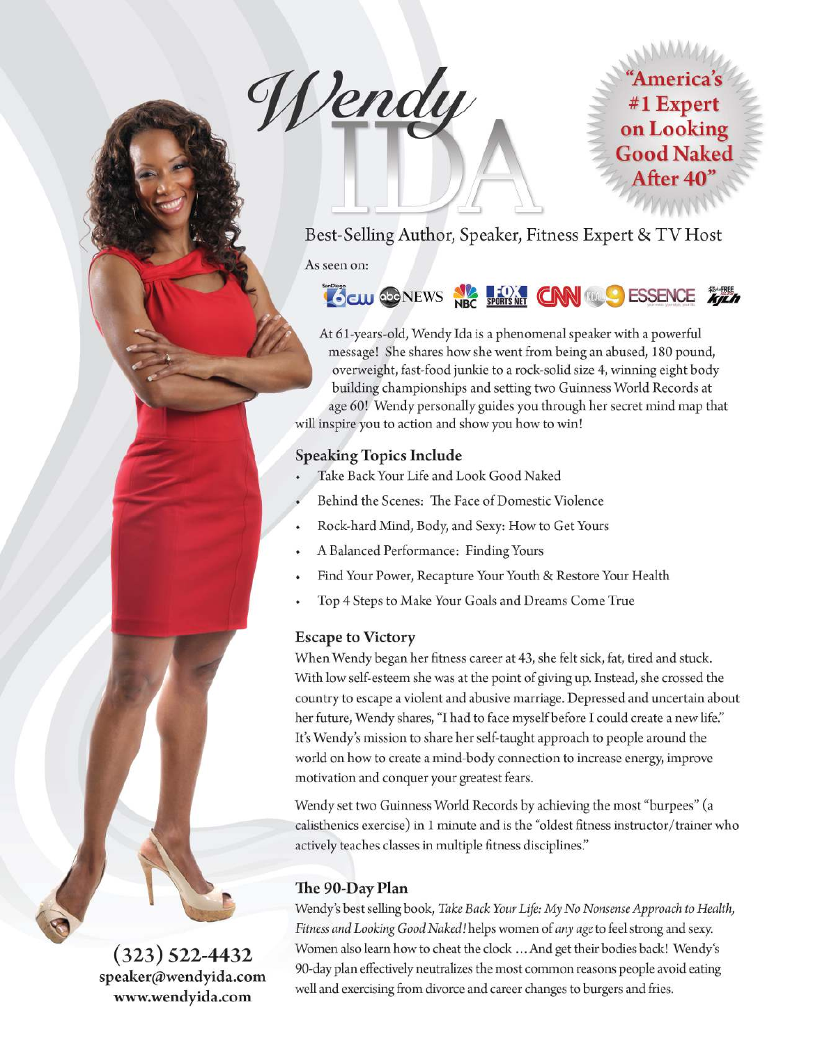# Wendy IDA

"America's #1 Expert on Looking Good Naked After 40"

Best-Selling Author, Speaker, Fitness Expert & TV Host

As seen on:

At 61-years-old, Wendy Ida is a phenomenal speaker with a powerful message! She shares how she went from being an abused, 180 pound, overweight, fast-food junkie to a rock-solid size 4, winning eight body building championships and setting two Guinness World Records at age 60! Wendy personally guides you through her secret mind map that will inspire you to action and show you how to win!

## Speaking Topics Include

- Take Back Your Life and Look Good Naked
- Behind the Scenes: The Face of Domestic Violence
- Rock-hard Mind, Body, and Sexy: How to Get Yours
- A Balanced Performance: Finding Yours
- Find Your Power, Recapture Your Youth & Restore Your Health
- Top 4 Steps to Make Your Goals and Dreams Come True

## Escape to Victory

When Wendy began her fitness career at 43, she felt sick, fat, tired and stuck. With low self-esteem she was at the point of giving up. Instead, she crossed the country to escape a violent and abusive marriage. Depressed and uncertain about her future, Wendy shares, "I had to face myself before I could create a new life." It's Wendy's mission to share her self-taught approach to people around the world on how to create a mind-body connection to increase energy, improve motivation and conquer your greatest fears.

Wendy set two Guinness World Records by achieving the most "burpees" (a calisthenics exercise) in 1 minute and is the "oldest fitness instructor/trainer who actively teaches classes in multiple fitness disciplines."

## The 90-Day Plan

Wendy's best selling book, *Take Back Your Life: My No Nonsense Approach to Health, Fitness and Looking Good Naked!* helps women of *any age* to feel strong and sexy. Women also learn how to cheat the clock … And get their bodies back! Wendy's 90-day plan effectively neutralizes the most common reasons people avoid eating well and exercising from divorce and career changes to burgers and fries.

(323) 522-4432
speaker@wendyida.com
www.wendyida.com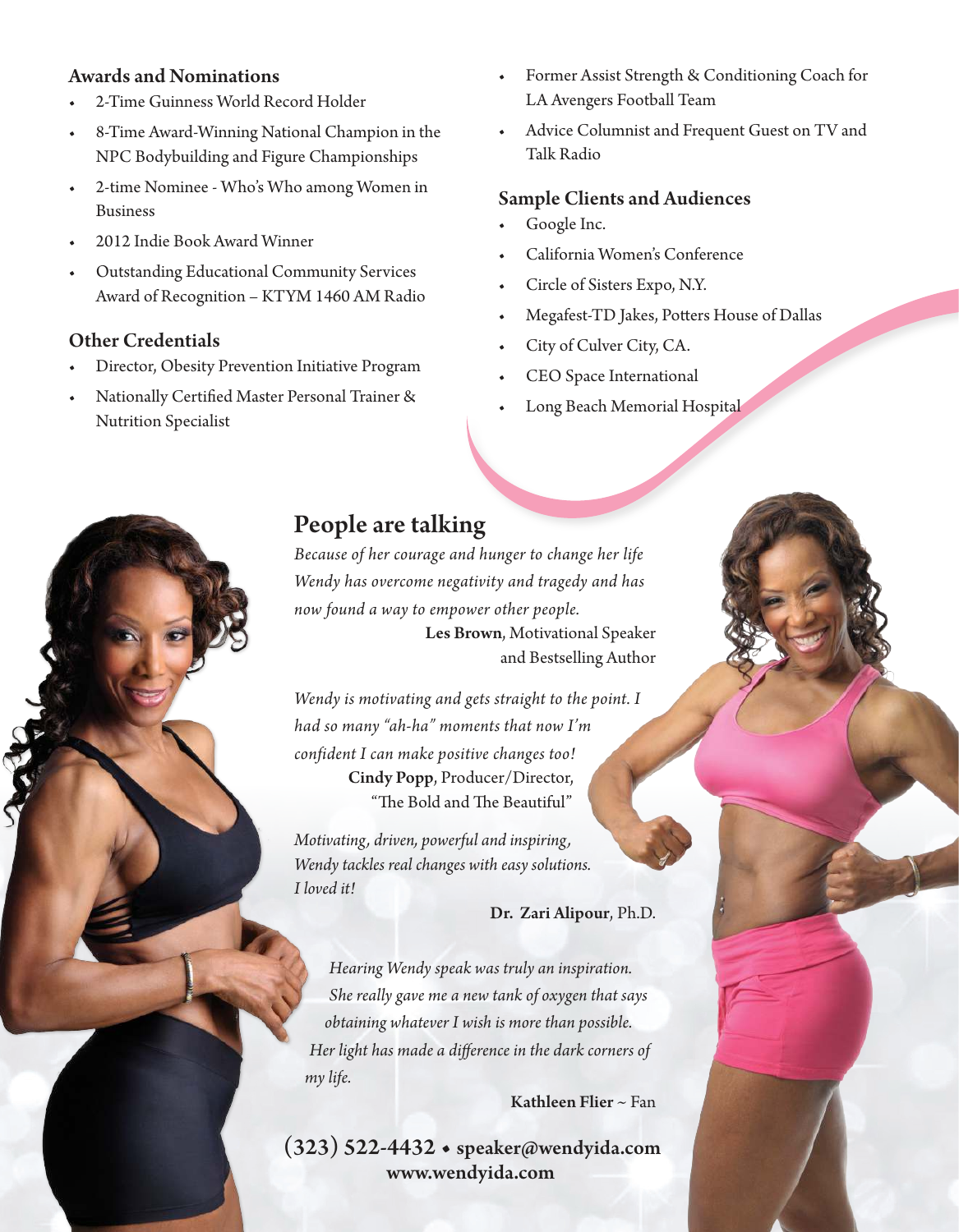## Awards and Nominations

- 2-Time Guinness World Record Holder
- 8-Time Award-Winning National Champion in the NPC Bodybuilding and Figure Championships
- 2-time Nominee - Who's Who among Women in Business
- 2012 Indie Book Award Winner
- Outstanding Educational Community Services Award of Recognition – KTYM 1460 AM Radio

## Other Credentials

- Director, Obesity Prevention Initiative Program
- Nationally Certified Master Personal Trainer & Nutrition Specialist
- Former Assist Strength & Conditioning Coach for LA Avengers Football Team
- Advice Columnist and Frequent Guest on TV and Talk Radio

## Sample Clients and Audiences

- Google Inc.
- California Women's Conference
- Circle of Sisters Expo, N.Y.
- Megafest-TD Jakes, Potters House of Dallas
- City of Culver City, CA.
- CEO Space International
- Long Beach Memorial Hospital

## People are talking

*Because of her courage and hunger to change her life Wendy has overcome negativity and tragedy and has now found a way to empower other people.*

**Les Brown**, Motivational Speaker and Bestselling Author

*Wendy is motivating and gets straight to the point. I had so many "ah-ha" moments that now I'm confident I can make positive changes too!*

**Cindy Popp**, Producer/Director, "The Bold and The Beautiful"

*Motivating, driven, powerful and inspiring, Wendy tackles real changes with easy solutions. I loved it!*

**Dr. Zari Alipour**, Ph.D.

*Hearing Wendy speak was truly an inspiration. She really gave me a new tank of oxygen that says obtaining whatever I wish is more than possible. Her light has made a difference in the dark corners of my life.*

**Kathleen Flier** ~ Fan

**(323) 522-4432 • speaker@wendyida.com**
**www.wendyida.com**